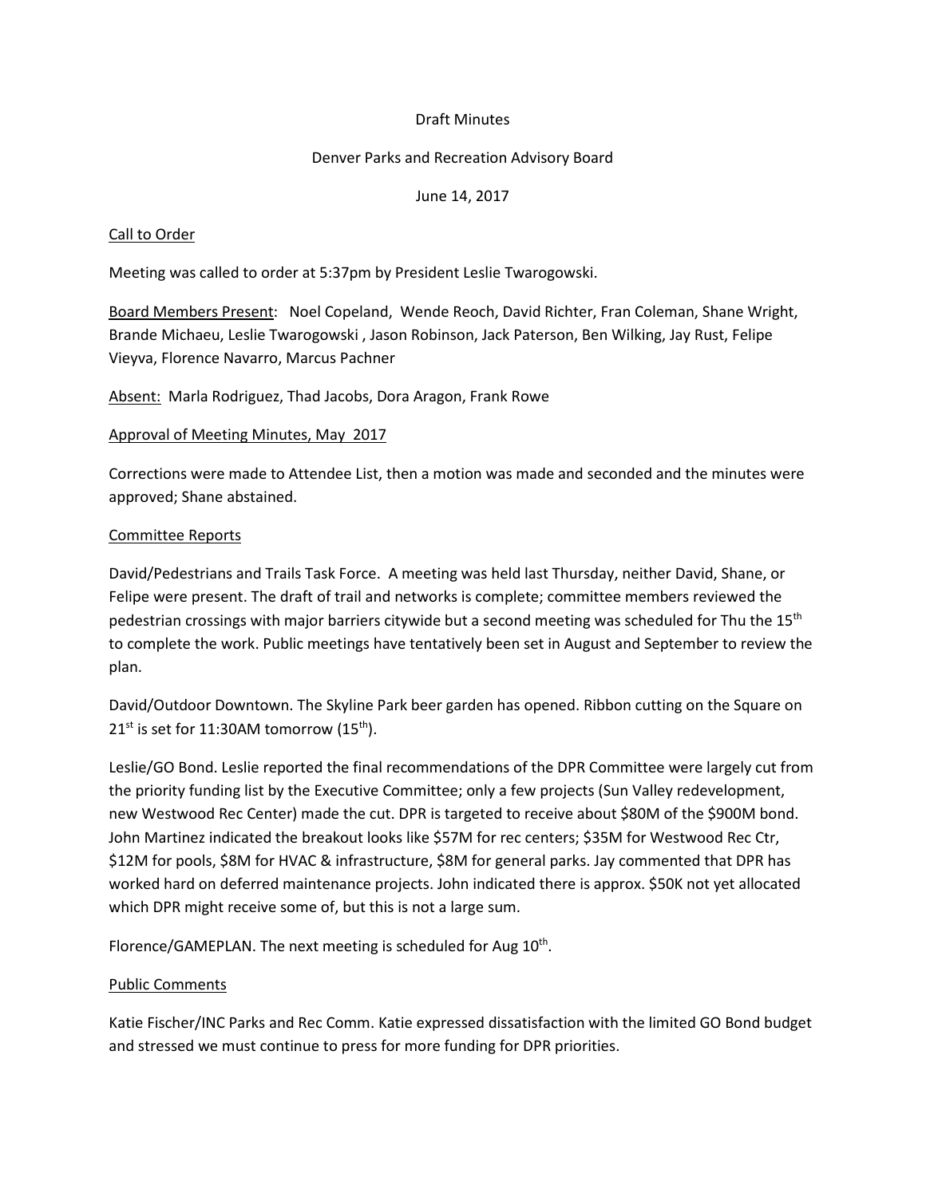Draft Minutes

Denver Parks and Recreation Advisory Board

June 14, 2017

Call to Order

Meeting was called to order at 5:37pm by President Leslie Twarogowski.

Board Members Present: Noel Copeland, Wende Reoch, David Richter, Fran Coleman, Shane Wright, Brande Michaeu, Leslie Twarogowski , Jason Robinson, Jack Paterson, Ben Wilking, Jay Rust, Felipe Vieyva, Florence Navarro, Marcus Pachner

Absent: Marla Rodriguez, Thad Jacobs, Dora Aragon, Frank Rowe

Approval of Meeting Minutes, May 2017

Corrections were made to Attendee List, then a motion was made and seconded and the minutes were approved; Shane abstained.

Committee Reports

David/Pedestrians and Trails Task Force. A meeting was held last Thursday, neither David, Shane, or Felipe were present. The draft of trail and networks is complete; committee members reviewed the pedestrian crossings with major barriers citywide but a second meeting was scheduled for Thu the 15th to complete the work. Public meetings have tentatively been set in August and September to review the plan.

David/Outdoor Downtown. The Skyline Park beer garden has opened. Ribbon cutting on the Square on 21st is set for 11:30AM tomorrow (15th).

Leslie/GO Bond. Leslie reported the final recommendations of the DPR Committee were largely cut from the priority funding list by the Executive Committee; only a few projects (Sun Valley redevelopment, new Westwood Rec Center) made the cut. DPR is targeted to receive about $80M of the $900M bond. John Martinez indicated the breakout looks like $57M for rec centers; $35M for Westwood Rec Ctr, $12M for pools, $8M for HVAC & infrastructure, $8M for general parks. Jay commented that DPR has worked hard on deferred maintenance projects. John indicated there is approx. $50K not yet allocated which DPR might receive some of, but this is not a large sum.

Florence/GAMEPLAN. The next meeting is scheduled for Aug 10th.

Public Comments

Katie Fischer/INC Parks and Rec Comm. Katie expressed dissatisfaction with the limited GO Bond budget and stressed we must continue to press for more funding for DPR priorities.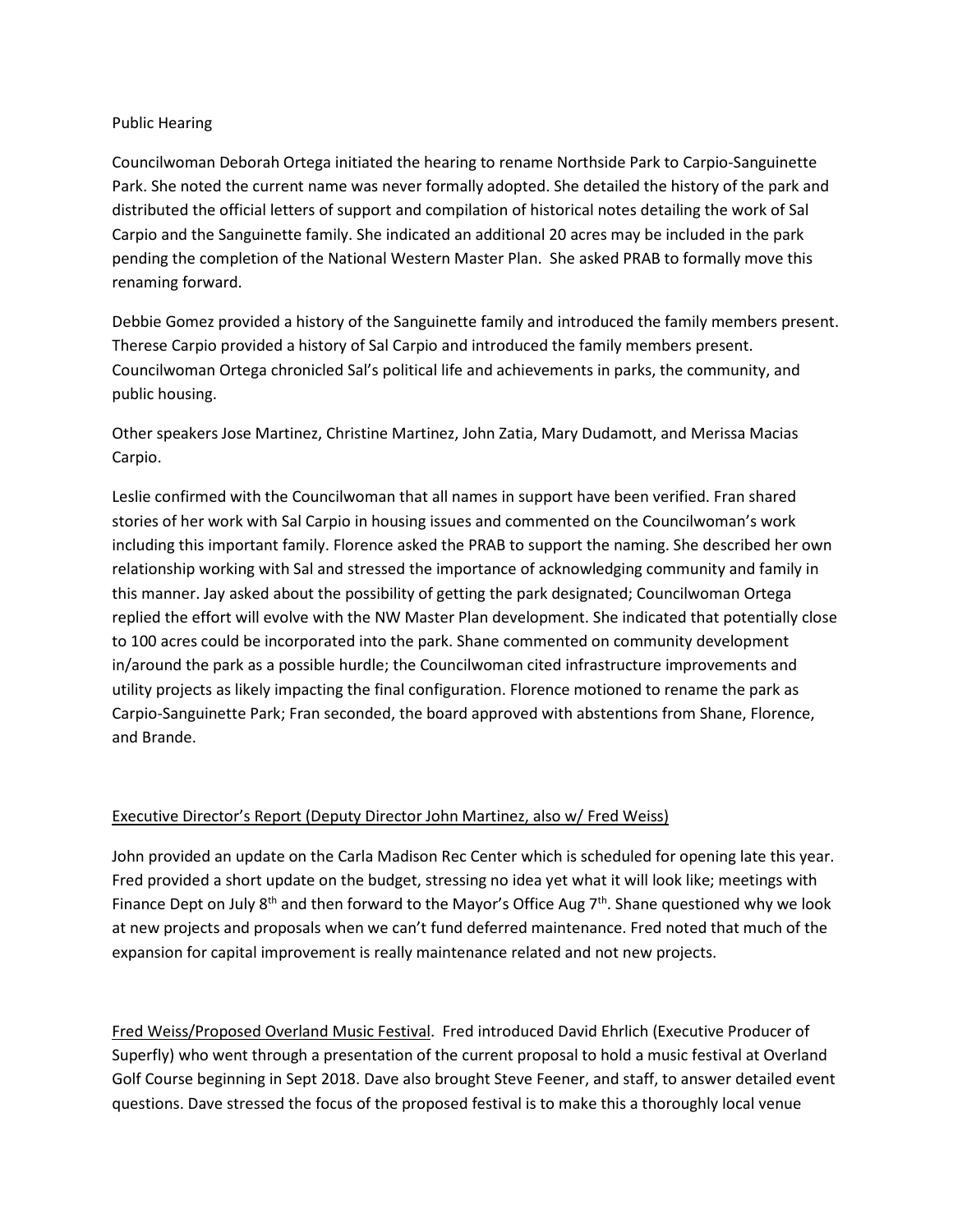Public Hearing

Councilwoman Deborah Ortega initiated the hearing to rename Northside Park to Carpio-Sanguinette Park. She noted the current name was never formally adopted. She detailed the history of the park and distributed the official letters of support and compilation of historical notes detailing the work of Sal Carpio and the Sanguinette family. She indicated an additional 20 acres may be included in the park pending the completion of the National Western Master Plan. She asked PRAB to formally move this renaming forward.

Debbie Gomez provided a history of the Sanguinette family and introduced the family members present. Therese Carpio provided a history of Sal Carpio and introduced the family members present. Councilwoman Ortega chronicled Sal's political life and achievements in parks, the community, and public housing.

Other speakers Jose Martinez, Christine Martinez, John Zatia, Mary Dudamott, and Merissa Macias Carpio.

Leslie confirmed with the Councilwoman that all names in support have been verified. Fran shared stories of her work with Sal Carpio in housing issues and commented on the Councilwoman's work including this important family. Florence asked the PRAB to support the naming. She described her own relationship working with Sal and stressed the importance of acknowledging community and family in this manner. Jay asked about the possibility of getting the park designated; Councilwoman Ortega replied the effort will evolve with the NW Master Plan development. She indicated that potentially close to 100 acres could be incorporated into the park. Shane commented on community development in/around the park as a possible hurdle; the Councilwoman cited infrastructure improvements and utility projects as likely impacting the final configuration. Florence motioned to rename the park as Carpio-Sanguinette Park; Fran seconded, the board approved with abstentions from Shane, Florence, and Brande.

<u>Executive Director's Report (Deputy Director John Martinez, also w/ Fred Weiss)</u>

John provided an update on the Carla Madison Rec Center which is scheduled for opening late this year. Fred provided a short update on the budget, stressing no idea yet what it will look like; meetings with Finance Dept on July 8th and then forward to the Mayor's Office Aug 7th. Shane questioned why we look at new projects and proposals when we can't fund deferred maintenance. Fred noted that much of the expansion for capital improvement is really maintenance related and not new projects.

<u>Fred Weiss/Proposed Overland Music Festival</u>. Fred introduced David Ehrlich (Executive Producer of Superfly) who went through a presentation of the current proposal to hold a music festival at Overland Golf Course beginning in Sept 2018. Dave also brought Steve Feener, and staff, to answer detailed event questions. Dave stressed the focus of the proposed festival is to make this a thoroughly local venue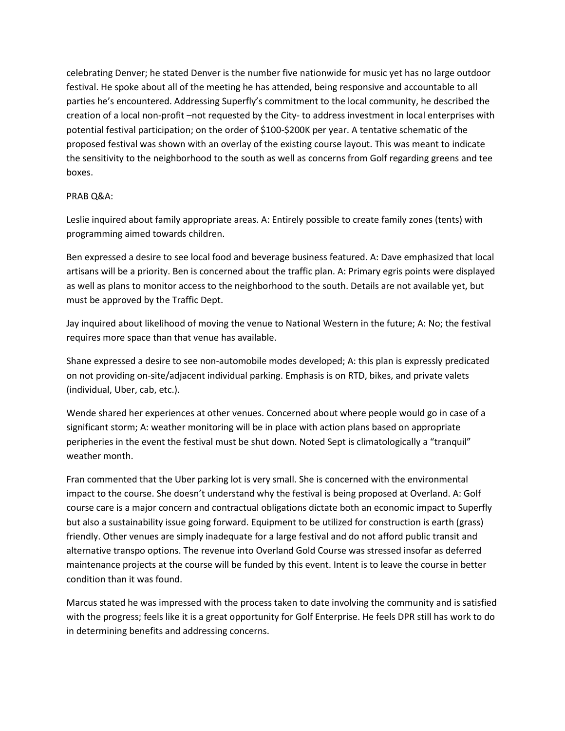celebrating Denver; he stated Denver is the number five nationwide for music yet has no large outdoor festival. He spoke about all of the meeting he has attended, being responsive and accountable to all parties he's encountered. Addressing Superfly's commitment to the local community, he described the creation of a local non-profit –not requested by the City- to address investment in local enterprises with potential festival participation; on the order of $100-$200K per year. A tentative schematic of the proposed festival was shown with an overlay of the existing course layout. This was meant to indicate the sensitivity to the neighborhood to the south as well as concerns from Golf regarding greens and tee boxes.

PRAB Q&A:

Leslie inquired about family appropriate areas. A: Entirely possible to create family zones (tents) with programming aimed towards children.

Ben expressed a desire to see local food and beverage business featured. A: Dave emphasized that local artisans will be a priority. Ben is concerned about the traffic plan. A: Primary egris points were displayed as well as plans to monitor access to the neighborhood to the south. Details are not available yet, but must be approved by the Traffic Dept.

Jay inquired about likelihood of moving the venue to National Western in the future; A: No; the festival requires more space than that venue has available.

Shane expressed a desire to see non-automobile modes developed; A: this plan is expressly predicated on not providing on-site/adjacent individual parking. Emphasis is on RTD, bikes, and private valets (individual, Uber, cab, etc.).

Wende shared her experiences at other venues. Concerned about where people would go in case of a significant storm; A: weather monitoring will be in place with action plans based on appropriate peripheries in the event the festival must be shut down. Noted Sept is climatologically a "tranquil" weather month.

Fran commented that the Uber parking lot is very small. She is concerned with the environmental impact to the course. She doesn't understand why the festival is being proposed at Overland. A: Golf course care is a major concern and contractual obligations dictate both an economic impact to Superfly but also a sustainability issue going forward. Equipment to be utilized for construction is earth (grass) friendly. Other venues are simply inadequate for a large festival and do not afford public transit and alternative transpo options. The revenue into Overland Gold Course was stressed insofar as deferred maintenance projects at the course will be funded by this event. Intent is to leave the course in better condition than it was found.

Marcus stated he was impressed with the process taken to date involving the community and is satisfied with the progress; feels like it is a great opportunity for Golf Enterprise. He feels DPR still has work to do in determining benefits and addressing concerns.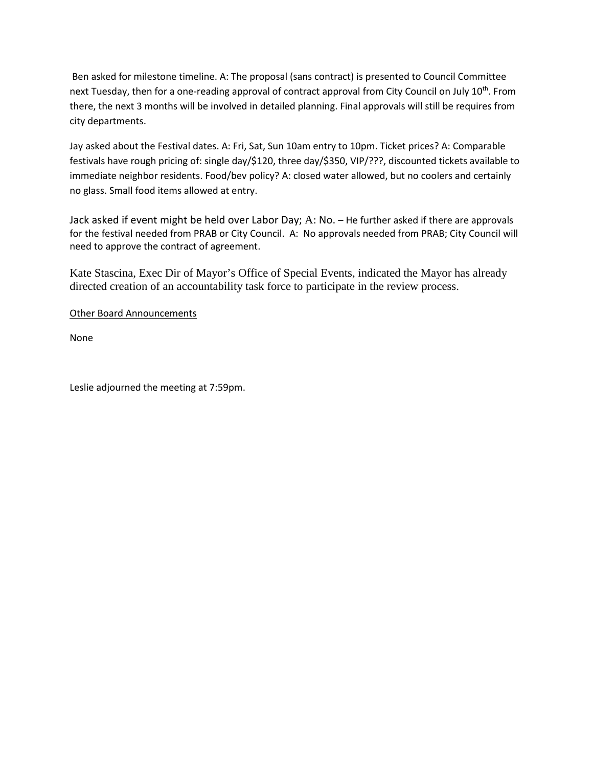Ben asked for milestone timeline. A: The proposal (sans contract) is presented to Council Committee next Tuesday, then for a one-reading approval of contract approval from City Council on July 10th. From there, the next 3 months will be involved in detailed planning. Final approvals will still be requires from city departments.

Jay asked about the Festival dates. A: Fri, Sat, Sun 10am entry to 10pm. Ticket prices? A: Comparable festivals have rough pricing of: single day/$120, three day/$350, VIP/???, discounted tickets available to immediate neighbor residents. Food/bev policy? A: closed water allowed, but no coolers and certainly no glass. Small food items allowed at entry.

Jack asked if event might be held over Labor Day; A: No. – He further asked if there are approvals for the festival needed from PRAB or City Council. A: No approvals needed from PRAB; City Council will need to approve the contract of agreement.

Kate Stascina, Exec Dir of Mayor's Office of Special Events, indicated the Mayor has already directed creation of an accountability task force to participate in the review process.

<u>Other Board Announcements</u>

None

Leslie adjourned the meeting at 7:59pm.